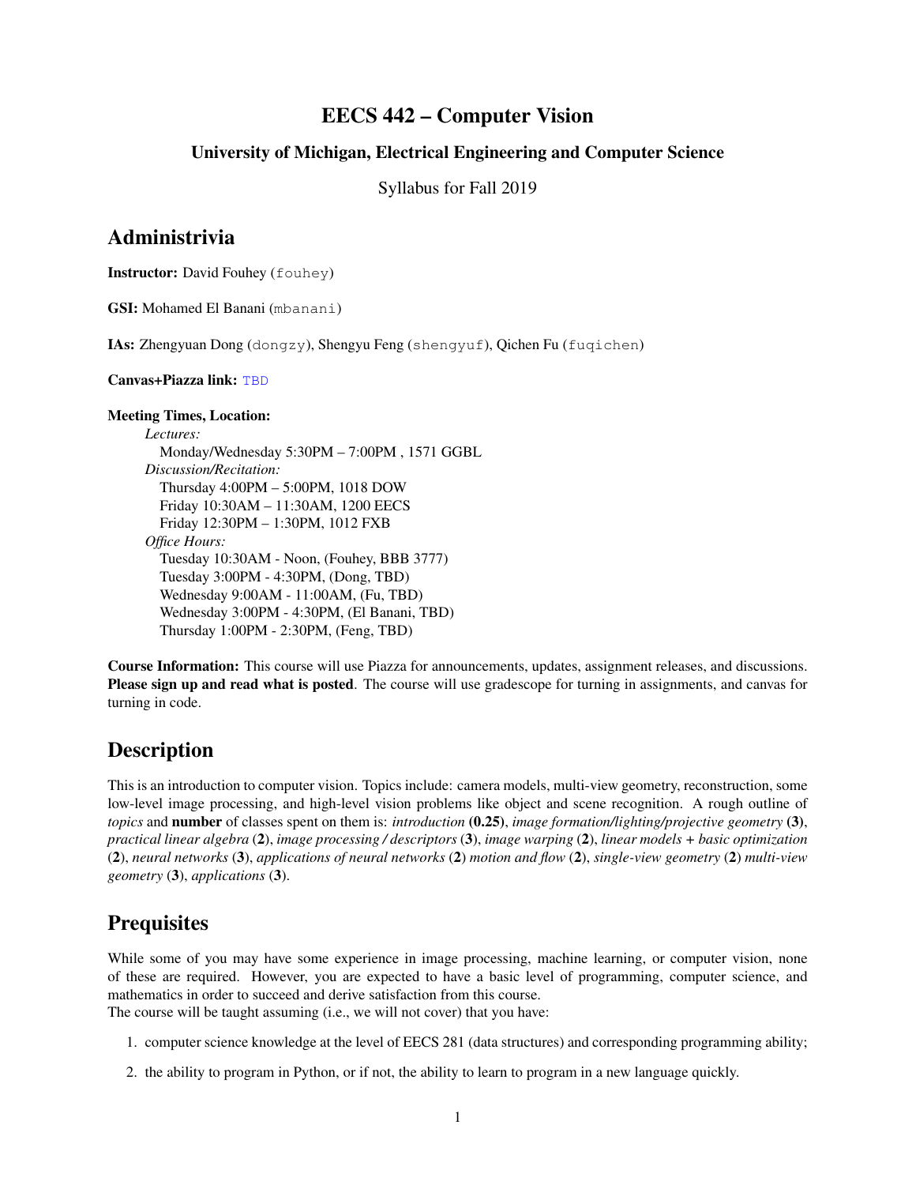# EECS 442 – Computer Vision

### University of Michigan, Electrical Engineering and Computer Science

Syllabus for Fall 2019

## Administrivia

**Instructor:** David Fouhey (fouhey)

**GSI:** Mohamed El Banani (mbanani)

**IAs:** Zhengyuan Dong (dongzy), Shengyu Feng (shengyuf), Qichen Fu (fuqichen)

**Canvas+Piazza link:** TBD

**Meeting Times, Location:**

*Lectures:*
Monday/Wednesday 5:30PM – 7:00PM , 1571 GGBL

*Discussion/Recitation:*
Thursday 4:00PM – 5:00PM, 1018 DOW
Friday 10:30AM – 11:30AM, 1200 EECS
Friday 12:30PM – 1:30PM, 1012 FXB

*Office Hours:*
Tuesday 10:30AM - Noon, (Fouhey, BBB 3777)
Tuesday 3:00PM - 4:30PM, (Dong, TBD)
Wednesday 9:00AM - 11:00AM, (Fu, TBD)
Wednesday 3:00PM - 4:30PM, (El Banani, TBD)
Thursday 1:00PM - 2:30PM, (Feng, TBD)

**Course Information:** This course will use Piazza for announcements, updates, assignment releases, and discussions. **Please sign up and read what is posted**. The course will use gradescope for turning in assignments, and canvas for turning in code.

## Description

This is an introduction to computer vision. Topics include: camera models, multi-view geometry, reconstruction, some low-level image processing, and high-level vision problems like object and scene recognition. A rough outline of *topics* and **number** of classes spent on them is: *introduction* **(0.25)**, *image formation/lighting/projective geometry* **(3)**, *practical linear algebra* (**2**), *image processing / descriptors* (**3**), *image warping* (**2**), *linear models + basic optimization* (**2**), *neural networks* (**3**), *applications of neural networks* (**2**) *motion and flow* (**2**), *single-view geometry* (**2**) *multi-view geometry* (**3**), *applications* (**3**).

## Prequisites

While some of you may have some experience in image processing, machine learning, or computer vision, none of these are required. However, you are expected to have a basic level of programming, computer science, and mathematics in order to succeed and derive satisfaction from this course.
The course will be taught assuming (i.e., we will not cover) that you have:

1. computer science knowledge at the level of EECS 281 (data structures) and corresponding programming ability;
2. the ability to program in Python, or if not, the ability to learn to program in a new language quickly.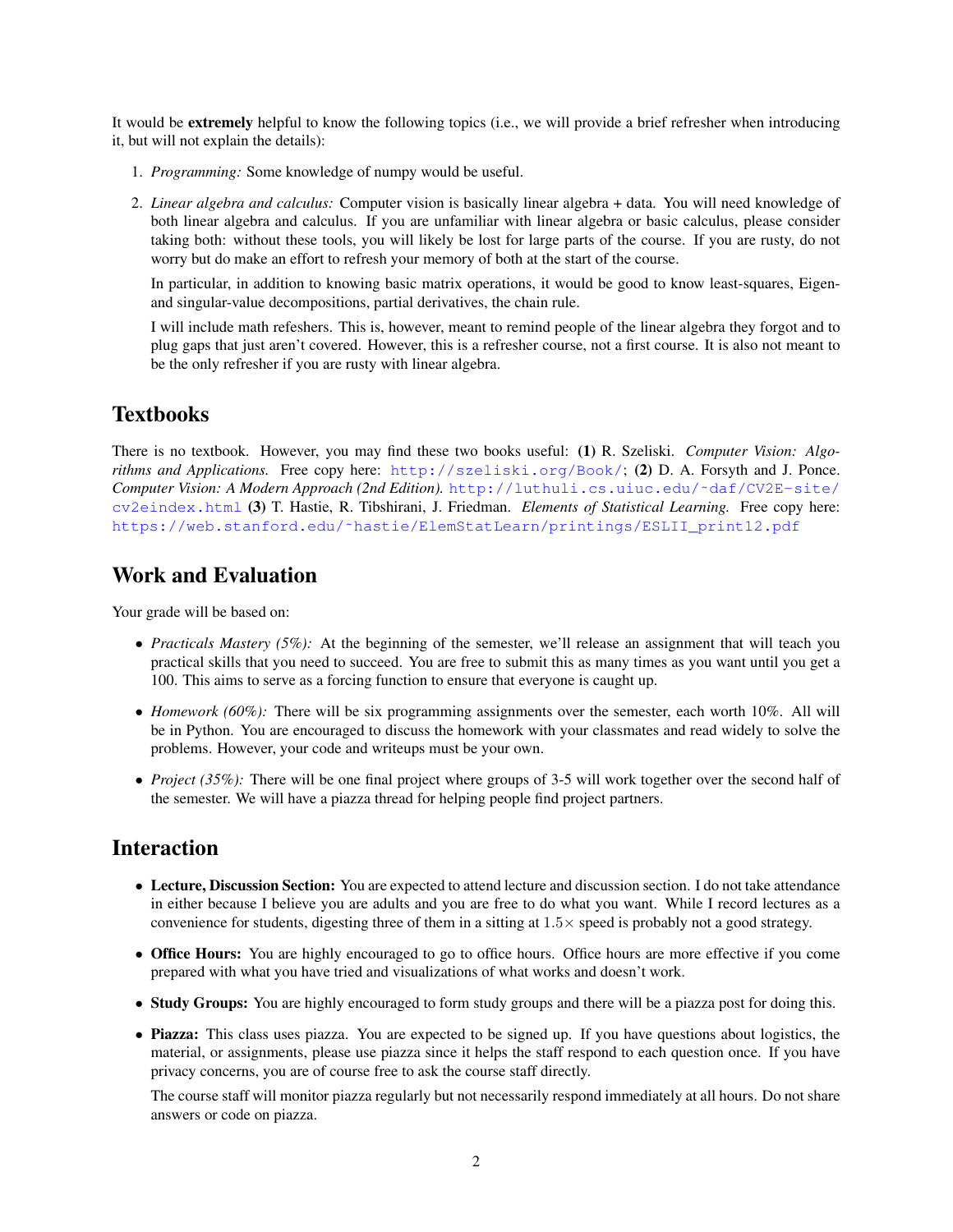It would be **extremely** helpful to know the following topics (i.e., we will provide a brief refresher when introducing it, but will not explain the details):

1. *Programming:* Some knowledge of numpy would be useful.

2. *Linear algebra and calculus:* Computer vision is basically linear algebra + data. You will need knowledge of both linear algebra and calculus. If you are unfamiliar with linear algebra or basic calculus, please consider taking both: without these tools, you will likely be lost for large parts of the course. If you are rusty, do not worry but do make an effort to refresh your memory of both at the start of the course.

   In particular, in addition to knowing basic matrix operations, it would be good to know least-squares, Eigen- and singular-value decompositions, partial derivatives, the chain rule.

   I will include math refeshers. This is, however, meant to remind people of the linear algebra they forgot and to plug gaps that just aren't covered. However, this is a refresher course, not a first course. It is also not meant to be the only refresher if you are rusty with linear algebra.

## Textbooks

There is no textbook. However, you may find these two books useful: **(1)** R. Szeliski. *Computer Vision: Algorithms and Applications.* Free copy here: http://szeliski.org/Book/; **(2)** D. A. Forsyth and J. Ponce. *Computer Vision: A Modern Approach (2nd Edition).* http://luthuli.cs.uiuc.edu/~daf/CV2E-site/cv2eindex.html **(3)** T. Hastie, R. Tibshirani, J. Friedman. *Elements of Statistical Learning.* Free copy here: https://web.stanford.edu/~hastie/ElemStatLearn/printings/ESLII_print12.pdf

## Work and Evaluation

Your grade will be based on:

- *Practicals Mastery (5%):* At the beginning of the semester, we'll release an assignment that will teach you practical skills that you need to succeed. You are free to submit this as many times as you want until you get a 100. This aims to serve as a forcing function to ensure that everyone is caught up.

- *Homework (60%):* There will be six programming assignments over the semester, each worth 10%. All will be in Python. You are encouraged to discuss the homework with your classmates and read widely to solve the problems. However, your code and writeups must be your own.

- *Project (35%):* There will be one final project where groups of 3-5 will work together over the second half of the semester. We will have a piazza thread for helping people find project partners.

## Interaction

- **Lecture, Discussion Section:** You are expected to attend lecture and discussion section. I do not take attendance in either because I believe you are adults and you are free to do what you want. While I record lectures as a convenience for students, digesting three of them in a sitting at $1.5\times$ speed is probably not a good strategy.

- **Office Hours:** You are highly encouraged to go to office hours. Office hours are more effective if you come prepared with what you have tried and visualizations of what works and doesn't work.

- **Study Groups:** You are highly encouraged to form study groups and there will be a piazza post for doing this.

- **Piazza:** This class uses piazza. You are expected to be signed up. If you have questions about logistics, the material, or assignments, please use piazza since it helps the staff respond to each question once. If you have privacy concerns, you are of course free to ask the course staff directly.

  The course staff will monitor piazza regularly but not necessarily respond immediately at all hours. Do not share answers or code on piazza.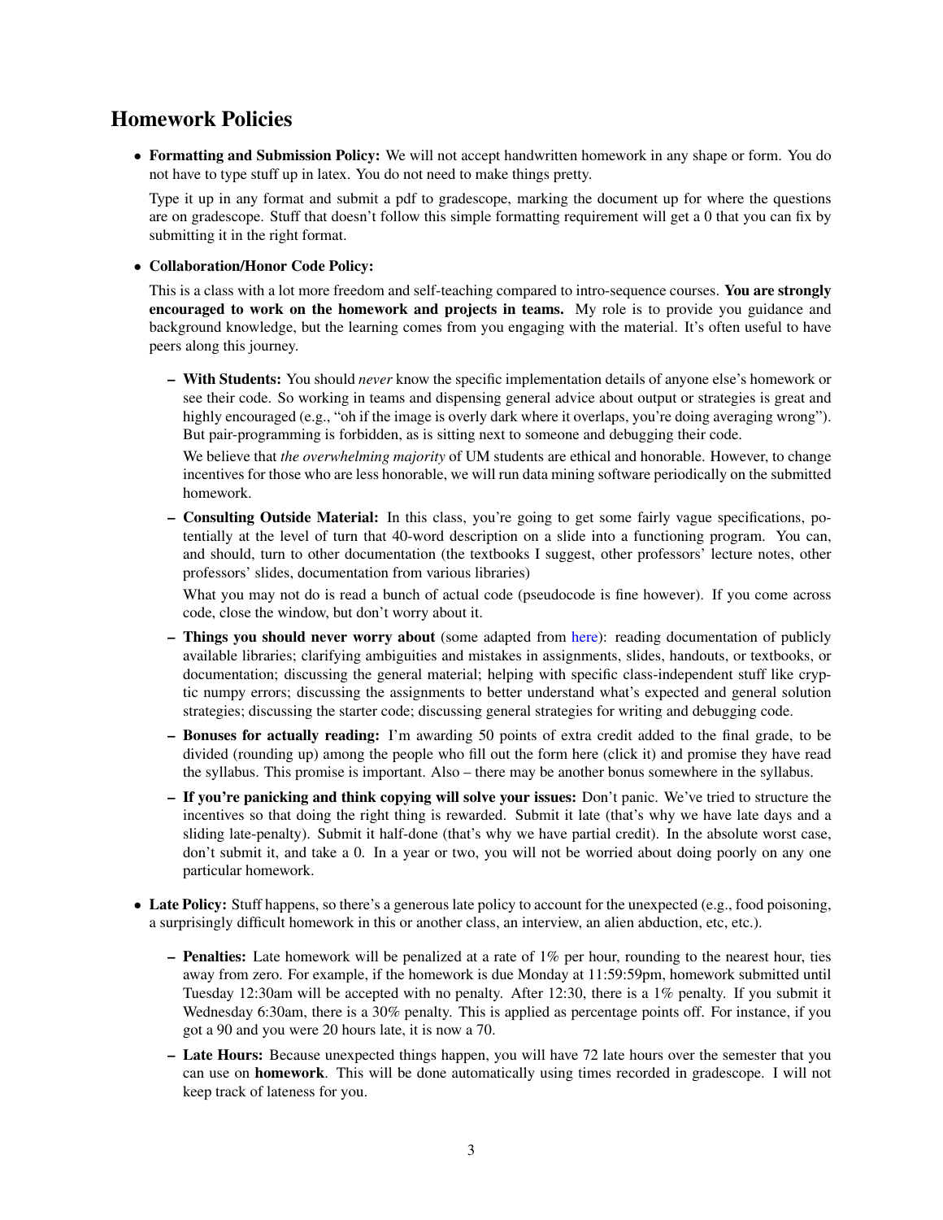## Homework Policies

- **Formatting and Submission Policy:** We will not accept handwritten homework in any shape or form. You do not have to type stuff up in latex. You do not need to make things pretty.

  Type it up in any format and submit a pdf to gradescope, marking the document up for where the questions are on gradescope. Stuff that doesn't follow this simple formatting requirement will get a 0 that you can fix by submitting it in the right format.

- **Collaboration/Honor Code Policy:**

  This is a class with a lot more freedom and self-teaching compared to intro-sequence courses. **You are strongly encouraged to work on the homework and projects in teams.** My role is to provide you guidance and background knowledge, but the learning comes from you engaging with the material. It's often useful to have peers along this journey.

  - **With Students:** You should *never* know the specific implementation details of anyone else's homework or see their code. So working in teams and dispensing general advice about output or strategies is great and highly encouraged (e.g., "oh if the image is overly dark where it overlaps, you're doing averaging wrong"). But pair-programming is forbidden, as is sitting next to someone and debugging their code.

    We believe that *the overwhelming majority* of UM students are ethical and honorable. However, to change incentives for those who are less honorable, we will run data mining software periodically on the submitted homework.

  - **Consulting Outside Material:** In this class, you're going to get some fairly vague specifications, potentially at the level of turn that 40-word description on a slide into a functioning program. You can, and should, turn to other documentation (the textbooks I suggest, other professors' lecture notes, other professors' slides, documentation from various libraries)

    What you may not do is read a bunch of actual code (pseudocode is fine however). If you come across code, close the window, but don't worry about it.

  - **Things you should never worry about** (some adapted from here): reading documentation of publicly available libraries; clarifying ambiguities and mistakes in assignments, slides, handouts, or textbooks, or documentation; discussing the general material; helping with specific class-independent stuff like cryptic numpy errors; discussing the assignments to better understand what's expected and general solution strategies; discussing the starter code; discussing general strategies for writing and debugging code.

  - **Bonuses for actually reading:** I'm awarding 50 points of extra credit added to the final grade, to be divided (rounding up) among the people who fill out the form here (click it) and promise they have read the syllabus. This promise is important. Also – there may be another bonus somewhere in the syllabus.

  - **If you're panicking and think copying will solve your issues:** Don't panic. We've tried to structure the incentives so that doing the right thing is rewarded. Submit it late (that's why we have late days and a sliding late-penalty). Submit it half-done (that's why we have partial credit). In the absolute worst case, don't submit it, and take a 0. In a year or two, you will not be worried about doing poorly on any one particular homework.

- **Late Policy:** Stuff happens, so there's a generous late policy to account for the unexpected (e.g., food poisoning, a surprisingly difficult homework in this or another class, an interview, an alien abduction, etc, etc.).

  - **Penalties:** Late homework will be penalized at a rate of 1% per hour, rounding to the nearest hour, ties away from zero. For example, if the homework is due Monday at 11:59:59pm, homework submitted until Tuesday 12:30am will be accepted with no penalty. After 12:30, there is a 1% penalty. If you submit it Wednesday 6:30am, there is a 30% penalty. This is applied as percentage points off. For instance, if you got a 90 and you were 20 hours late, it is now a 70.

  - **Late Hours:** Because unexpected things happen, you will have 72 late hours over the semester that you can use on **homework**. This will be done automatically using times recorded in gradescope. I will not keep track of lateness for you.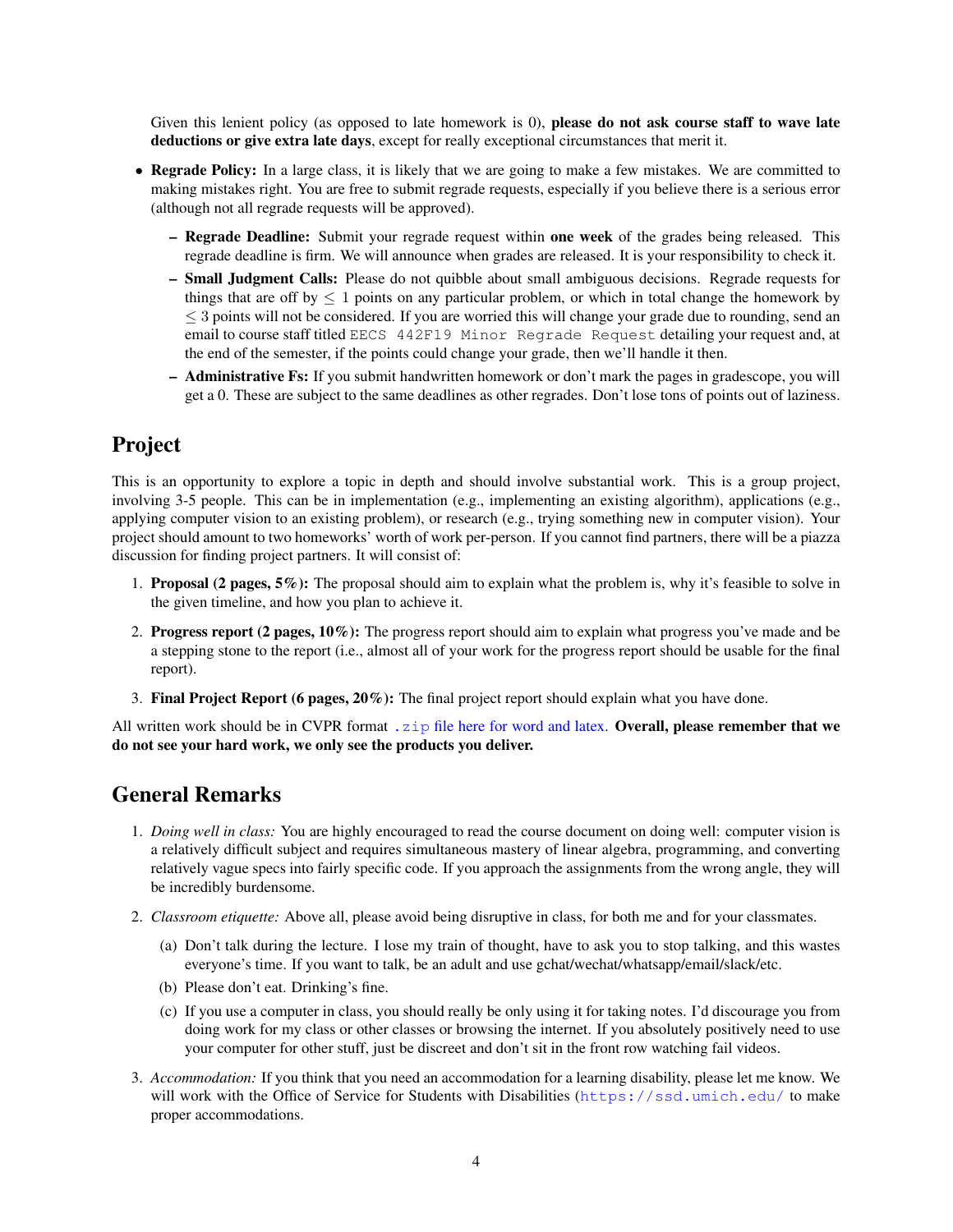Given this lenient policy (as opposed to late homework is 0), **please do not ask course staff to wave late deductions or give extra late days**, except for really exceptional circumstances that merit it.

- **Regrade Policy:** In a large class, it is likely that we are going to make a few mistakes. We are committed to making mistakes right. You are free to submit regrade requests, especially if you believe there is a serious error (although not all regrade requests will be approved).
  - **Regrade Deadline:** Submit your regrade request within **one week** of the grades being released. This regrade deadline is firm. We will announce when grades are released. It is your responsibility to check it.
  - **Small Judgment Calls:** Please do not quibble about small ambiguous decisions. Regrade requests for things that are off by $\leq 1$ points on any particular problem, or which in total change the homework by $\leq 3$ points will not be considered. If you are worried this will change your grade due to rounding, send an email to course staff titled `EECS 442F19 Minor Regrade Request` detailing your request and, at the end of the semester, if the points could change your grade, then we'll handle it then.
  - **Administrative Fs:** If you submit handwritten homework or don't mark the pages in gradescope, you will get a 0. These are subject to the same deadlines as other regrades. Don't lose tons of points out of laziness.

## Project

This is an opportunity to explore a topic in depth and should involve substantial work. This is a group project, involving 3-5 people. This can be in implementation (e.g., implementing an existing algorithm), applications (e.g., applying computer vision to an existing problem), or research (e.g., trying something new in computer vision). Your project should amount to two homeworks' worth of work per-person. If you cannot find partners, there will be a piazza discussion for finding project partners. It will consist of:

1. **Proposal (2 pages, 5%):** The proposal should aim to explain what the problem is, why it's feasible to solve in the given timeline, and how you plan to achieve it.
2. **Progress report (2 pages, 10%):** The progress report should aim to explain what progress you've made and be a stepping stone to the report (i.e., almost all of your work for the progress report should be usable for the final report).
3. **Final Project Report (6 pages, 20%):** The final project report should explain what you have done.

All written work should be in CVPR format `.zip` file here for word and latex. **Overall, please remember that we do not see your hard work, we only see the products you deliver.**

## General Remarks

1. *Doing well in class:* You are highly encouraged to read the course document on doing well: computer vision is a relatively difficult subject and requires simultaneous mastery of linear algebra, programming, and converting relatively vague specs into fairly specific code. If you approach the assignments from the wrong angle, they will be incredibly burdensome.
2. *Classroom etiquette:* Above all, please avoid being disruptive in class, for both me and for your classmates.
   (a) Don't talk during the lecture. I lose my train of thought, have to ask you to stop talking, and this wastes everyone's time. If you want to talk, be an adult and use gchat/wechat/whatsapp/email/slack/etc.
   (b) Please don't eat. Drinking's fine.
   (c) If you use a computer in class, you should really be only using it for taking notes. I'd discourage you from doing work for my class or other classes or browsing the internet. If you absolutely positively need to use your computer for other stuff, just be discreet and don't sit in the front row watching fail videos.
3. *Accommodation:* If you think that you need an accommodation for a learning disability, please let me know. We will work with the Office of Service for Students with Disabilities (`https://ssd.umich.edu/` to make proper accommodations.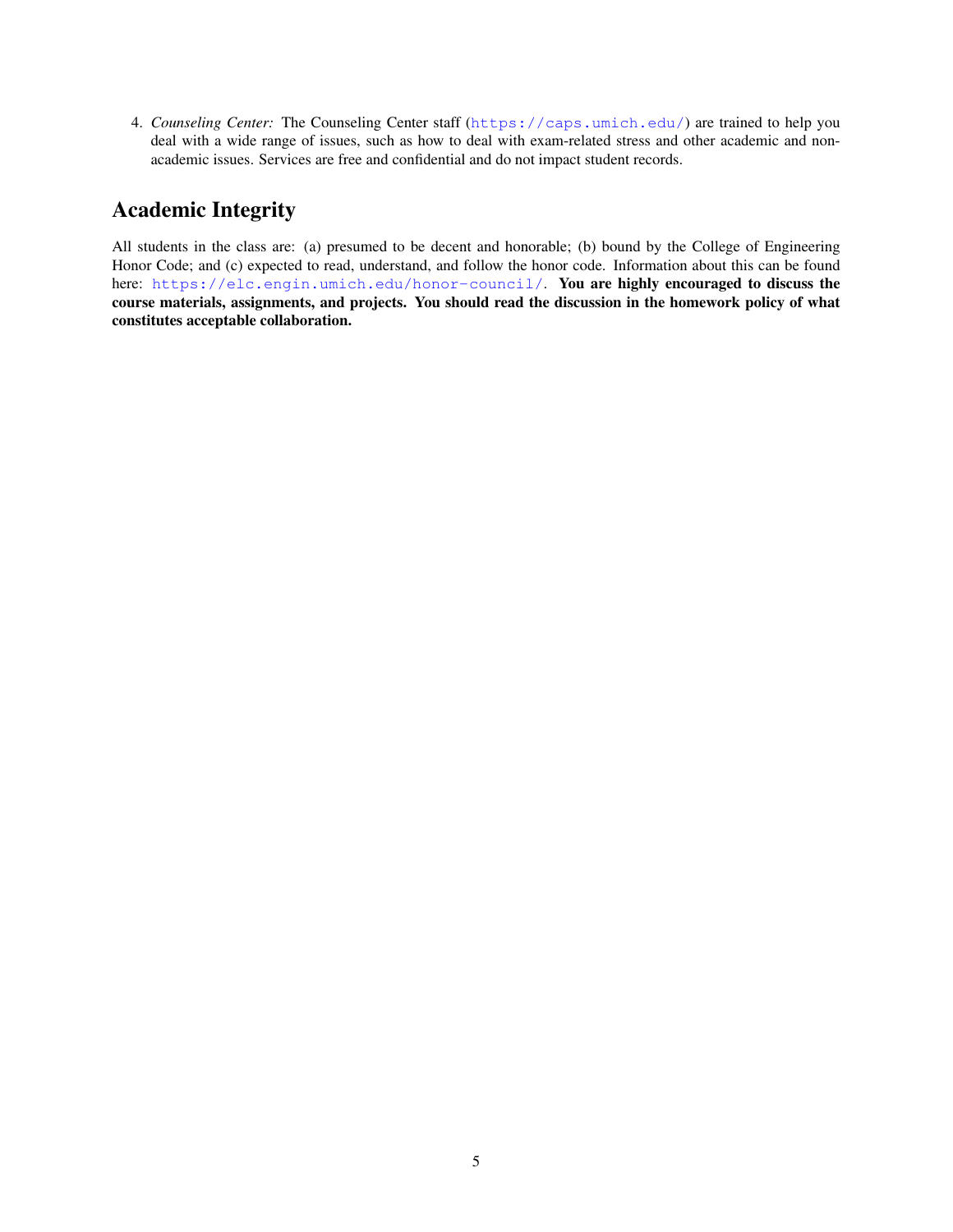4. *Counseling Center:* The Counseling Center staff (https://caps.umich.edu/) are trained to help you deal with a wide range of issues, such as how to deal with exam-related stress and other academic and non-academic issues. Services are free and confidential and do not impact student records.

## Academic Integrity

All students in the class are: (a) presumed to be decent and honorable; (b) bound by the College of Engineering Honor Code; and (c) expected to read, understand, and follow the honor code. Information about this can be found here: https://elc.engin.umich.edu/honor-council/. **You are highly encouraged to discuss the course materials, assignments, and projects. You should read the discussion in the homework policy of what constitutes acceptable collaboration.**